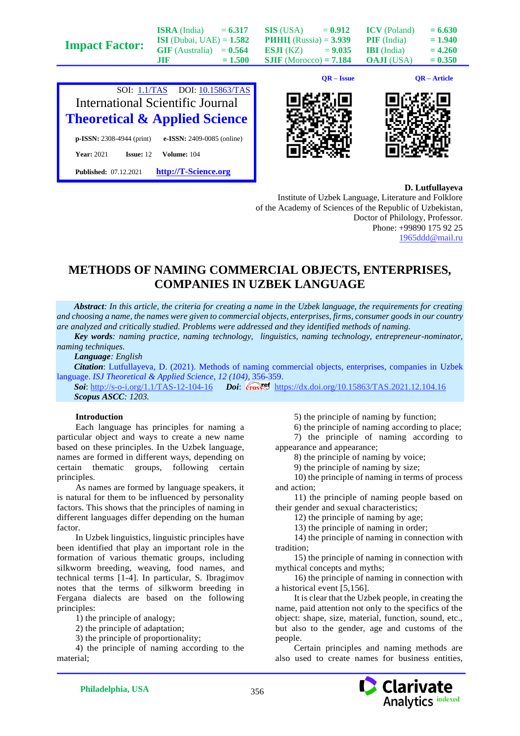**D. Lutfullayeva**
Institute of Uzbek Language, Literature and Folklore of the Academy of Sciences of the Republic of Uzbekistan, Doctor of Philology, Professor.
Phone: +99890 175 92 25
1965ddd@mail.ru

# METHODS OF NAMING COMMERCIAL OBJECTS, ENTERPRISES, COMPANIES IN UZBEK LANGUAGE

***Abstract****: In this article, the criteria for creating a name in the Uzbek language, the requirements for creating and choosing a name, the names were given to commercial objects, enterprises, firms, consumer goods in our country are analyzed and critically studied. Problems were addressed and they identified methods of naming.*

***Key words****: naming practice, naming technology, linguistics, naming technology, entrepreneur-nominator, naming techniques.*

***Language****: English*

***Citation***: Lutfullayeva, D. (2021). Methods of naming commercial objects, enterprises, companies in Uzbek language. *ISJ Theoretical & Applied Science, 12 (104)*, 356-359.

***Soi***: http://s-o-i.org/1.1/TAS-12-104-16 ***Doi***: https://dx.doi.org/10.15863/TAS.2021.12.104.16

***Scopus ASCC****: 1203.*

## Introduction

Each language has principles for naming a particular object and ways to create a new name based on these principles. In the Uzbek language, names are formed in different ways, depending on certain thematic groups, following certain principles.

As names are formed by language speakers, it is natural for them to be influenced by personality factors. This shows that the principles of naming in different languages differ depending on the human factor.

In Uzbek linguistics, linguistic principles have been identified that play an important role in the formation of various thematic groups, including silkworm breeding, weaving, food names, and technical terms [1-4]. In particular, S. Ibragimov notes that the terms of silkworm breeding in Fergana dialects are based on the following principles:

1) the principle of analogy;
2) the principle of adaptation;
3) the principle of proportionality;
4) the principle of naming according to the material;
5) the principle of naming by function;
6) the principle of naming according to place;
7) the principle of naming according to appearance and appearance;
8) the principle of naming by voice;
9) the principle of naming by size;
10) the principle of naming in terms of process and action;
11) the principle of naming people based on their gender and sexual characteristics;
12) the principle of naming by age;
13) the principle of naming in order;
14) the principle of naming in connection with tradition;
15) the principle of naming in connection with mythical concepts and myths;
16) the principle of naming in connection with a historical event [5,156].

It is clear that the Uzbek people, in creating the name, paid attention not only to the specifics of the object: shape, size, material, function, sound, etc., but also to the gender, age and customs of the people.

Certain principles and naming methods are also used to create names for business entities,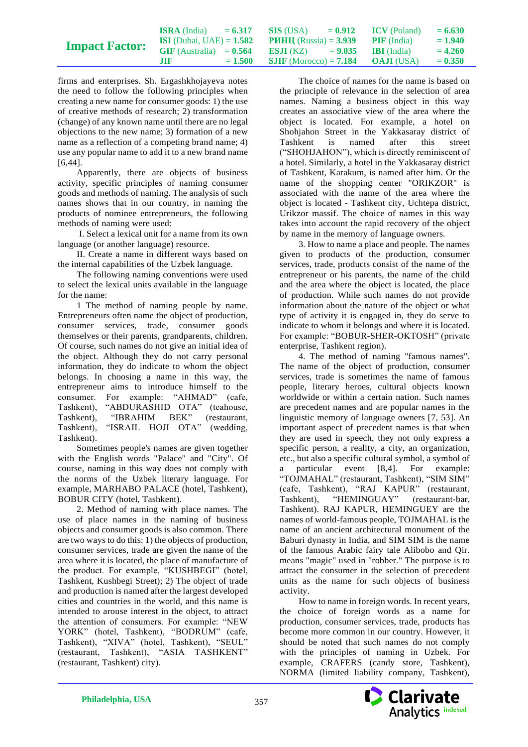firms and enterprises. Sh. Ergashkhojayeva notes the need to follow the following principles when creating a new name for consumer goods: 1) the use of creative methods of research; 2) transformation (change) of any known name until there are no legal objections to the new name; 3) formation of a new name as a reflection of a competing brand name; 4) use any popular name to add it to a new brand name [6,44].

Apparently, there are objects of business activity, specific principles of naming consumer goods and methods of naming. The analysis of such names shows that in our country, in naming the products of nominee entrepreneurs, the following methods of naming were used:

I. Select a lexical unit for a name from its own language (or another language) resource.

II. Create a name in different ways based on the internal capabilities of the Uzbek language.

The following naming conventions were used to select the lexical units available in the language for the name:

1 The method of naming people by name. Entrepreneurs often name the object of production, consumer services, trade, consumer goods themselves or their parents, grandparents, children. Of course, such names do not give an initial idea of the object. Although they do not carry personal information, they do indicate to whom the object belongs. In choosing a name in this way, the entrepreneur aims to introduce himself to the consumer. For example: “AHMAD” (cafe, Tashkent), “ABDURASHID OTA” (teahouse, Tashkent), “IBRAHIM BEK” (restaurant, Tashkent), “ISRAIL HOJI OTA” (wedding, Tashkent).

Sometimes people's names are given together with the English words "Palace" and "City". Of course, naming in this way does not comply with the norms of the Uzbek literary language. For example, MARHABO PALACE (hotel, Tashkent), BOBUR CITY (hotel, Tashkent).

2. Method of naming with place names. The use of place names in the naming of business objects and consumer goods is also common. There are two ways to do this: 1) the objects of production, consumer services, trade are given the name of the area where it is located, the place of manufacture of the product. For example, “KUSHBEGI” (hotel, Tashkent, Kushbegi Street); 2) The object of trade and production is named after the largest developed cities and countries in the world, and this name is intended to arouse interest in the object, to attract the attention of consumers. For example: “NEW YORK” (hotel, Tashkent), “BODRUM” (cafe, Tashkent), “XIVA” (hotel, Tashkent), “SEUL” (restaurant, Tashkent), “ASIA TASHKENT” (restaurant, Tashkent) city).

The choice of names for the name is based on the principle of relevance in the selection of area names. Naming a business object in this way creates an associative view of the area where the object is located. For example, a hotel on Shohjahon Street in the Yakkasaray district of Tashkent is named after this street (“SHOHJAHON”), which is directly reminiscent of a hotel. Similarly, a hotel in the Yakkasaray district of Tashkent, Karakum, is named after him. Or the name of the shopping center "ORIKZOR" is associated with the name of the area where the object is located - Tashkent city, Uchtepa district, Urikzor massif. The choice of names in this way takes into account the rapid recovery of the object by name in the memory of language owners.

3. How to name a place and people. The names given to products of the production, consumer services, trade, products consist of the name of the entrepreneur or his parents, the name of the child and the area where the object is located, the place of production. While such names do not provide information about the nature of the object or what type of activity it is engaged in, they do serve to indicate to whom it belongs and where it is located. For example: “BOBUR-SHER-OKTOSH” (private enterprise, Tashkent region).

4. The method of naming "famous names". The name of the object of production, consumer services, trade is sometimes the name of famous people, literary heroes, cultural objects known worldwide or within a certain nation. Such names are precedent names and are popular names in the linguistic memory of language owners [7, 53]. An important aspect of precedent names is that when they are used in speech, they not only express a specific person, a reality, a city, an organization, etc., but also a specific cultural symbol, a symbol of a particular event [8,4]. For example: “TOJMAHAL” (restaurant, Tashkent), “SIM SIM” (cafe, Tashkent), “RAJ KAPUR” (restaurant, Tashkent), “HEMINGUAY” (restaurant-bar, Tashkent). RAJ KAPUR, HEMINGUEY are the names of world-famous people, TOJMAHAL is the name of an ancient architectural monument of the Baburi dynasty in India, and SIM SIM is the name of the famous Arabic fairy tale Alibobo and Qir. means "magic" used in "robber." The purpose is to attract the consumer in the selection of precedent units as the name for such objects of business activity.

How to name in foreign words. In recent years, the choice of foreign words as a name for production, consumer services, trade, products has become more common in our country. However, it should be noted that such names do not comply with the principles of naming in Uzbek. For example, CRAFERS (candy store, Tashkent), NORMA (limited liability company, Tashkent),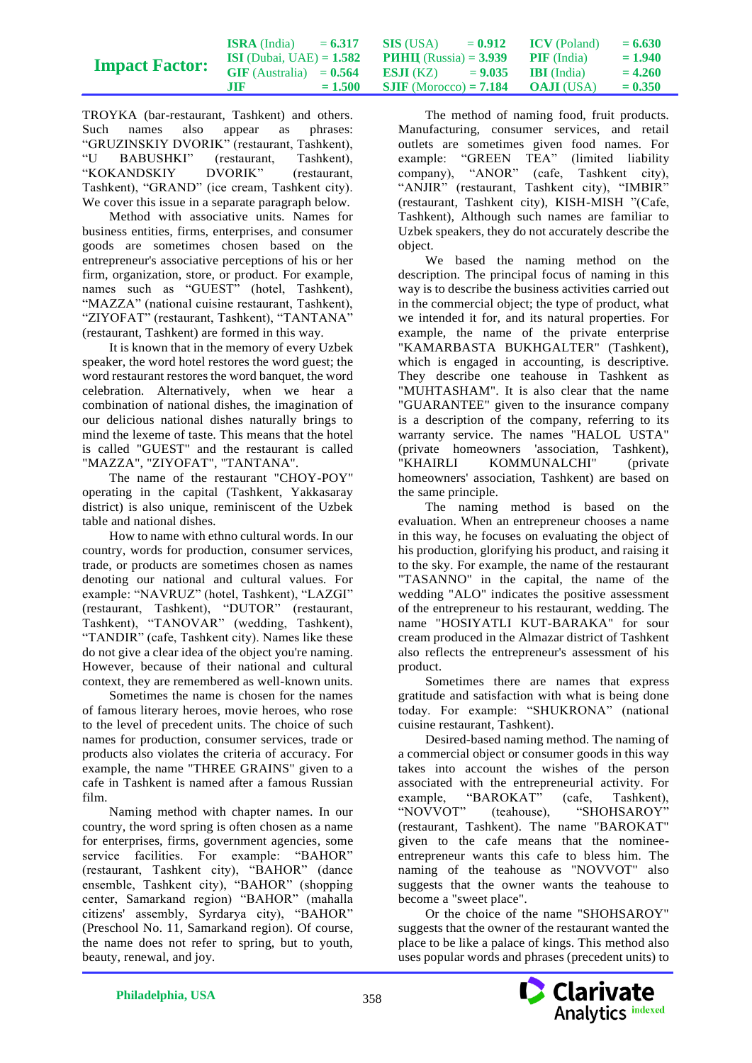TROYKA (bar-restaurant, Tashkent) and others. Such names also appear as phrases: “GRUZINSKIY DVORIK” (restaurant, Tashkent), “U BABUSHKI” (restaurant, Tashkent), “KOKANDSKIY DVORIK” (restaurant, Tashkent), “GRAND” (ice cream, Tashkent city). We cover this issue in a separate paragraph below.

Method with associative units. Names for business entities, firms, enterprises, and consumer goods are sometimes chosen based on the entrepreneur's associative perceptions of his or her firm, organization, store, or product. For example, names such as “GUEST” (hotel, Tashkent), “MAZZA” (national cuisine restaurant, Tashkent), “ZIYOFAT” (restaurant, Tashkent), “TANTANA” (restaurant, Tashkent) are formed in this way.

It is known that in the memory of every Uzbek speaker, the word hotel restores the word guest; the word restaurant restores the word banquet, the word celebration. Alternatively, when we hear a combination of national dishes, the imagination of our delicious national dishes naturally brings to mind the lexeme of taste. This means that the hotel is called "GUEST" and the restaurant is called "MAZZA", "ZIYOFAT", "TANTANA".

The name of the restaurant "CHOY-POY" operating in the capital (Tashkent, Yakkasaray district) is also unique, reminiscent of the Uzbek table and national dishes.

How to name with ethno cultural words. In our country, words for production, consumer services, trade, or products are sometimes chosen as names denoting our national and cultural values. For example: “NAVRUZ” (hotel, Tashkent), “LAZGI” (restaurant, Tashkent), “DUTOR” (restaurant, Tashkent), “TANOVAR” (wedding, Tashkent), “TANDIR” (cafe, Tashkent city). Names like these do not give a clear idea of the object you're naming. However, because of their national and cultural context, they are remembered as well-known units.

Sometimes the name is chosen for the names of famous literary heroes, movie heroes, who rose to the level of precedent units. The choice of such names for production, consumer services, trade or products also violates the criteria of accuracy. For example, the name "THREE GRAINS" given to a cafe in Tashkent is named after a famous Russian film.

Naming method with chapter names. In our country, the word spring is often chosen as a name for enterprises, firms, government agencies, some service facilities. For example: “BAHOR” (restaurant, Tashkent city), “BAHOR” (dance ensemble, Tashkent city), “BAHOR” (shopping center, Samarkand region) “BAHOR” (mahalla citizens' assembly, Syrdarya city), “BAHOR” (Preschool No. 11, Samarkand region). Of course, the name does not refer to spring, but to youth, beauty, renewal, and joy.

The method of naming food, fruit products. Manufacturing, consumer services, and retail outlets are sometimes given food names. For example: “GREEN TEA” (limited liability company), “ANOR” (cafe, Tashkent city), “ANJIR” (restaurant, Tashkent city), “IMBIR” (restaurant, Tashkent city), KISH-MISH "(Cafe, Tashkent), Although such names are familiar to Uzbek speakers, they do not accurately describe the object.

We based the naming method on the description. The principal focus of naming in this way is to describe the business activities carried out in the commercial object; the type of product, what we intended it for, and its natural properties. For example, the name of the private enterprise "KAMARBASTA BUKHGALTER" (Tashkent), which is engaged in accounting, is descriptive. They describe one teahouse in Tashkent as "MUHTASHAM". It is also clear that the name "GUARANTEE" given to the insurance company is a description of the company, referring to its warranty service. The names "HALOL USTA" (private homeowners 'association, Tashkent), "KHAIRLI KOMMUNALCHI" (private homeowners' association, Tashkent) are based on the same principle.

The naming method is based on the evaluation. When an entrepreneur chooses a name in this way, he focuses on evaluating the object of his production, glorifying his product, and raising it to the sky. For example, the name of the restaurant "TASANNO" in the capital, the name of the wedding "ALO" indicates the positive assessment of the entrepreneur to his restaurant, wedding. The name "HOSIYATLI KUT-BARAKA" for sour cream produced in the Almazar district of Tashkent also reflects the entrepreneur's assessment of his product.

Sometimes there are names that express gratitude and satisfaction with what is being done today. For example: “SHUKRONA” (national cuisine restaurant, Tashkent).

Desired-based naming method. The naming of a commercial object or consumer goods in this way takes into account the wishes of the person associated with the entrepreneurial activity. For example, “BAROKAT” (cafe, Tashkent), “NOVVOT” (teahouse), “SHOHSAROY” (restaurant, Tashkent). The name "BAROKAT" given to the cafe means that the nominee-entrepreneur wants this cafe to bless him. The naming of the teahouse as "NOVVOT" also suggests that the owner wants the teahouse to become a "sweet place".

Or the choice of the name "SHOHSAROY" suggests that the owner of the restaurant wanted the place to be like a palace of kings. This method also uses popular words and phrases (precedent units) to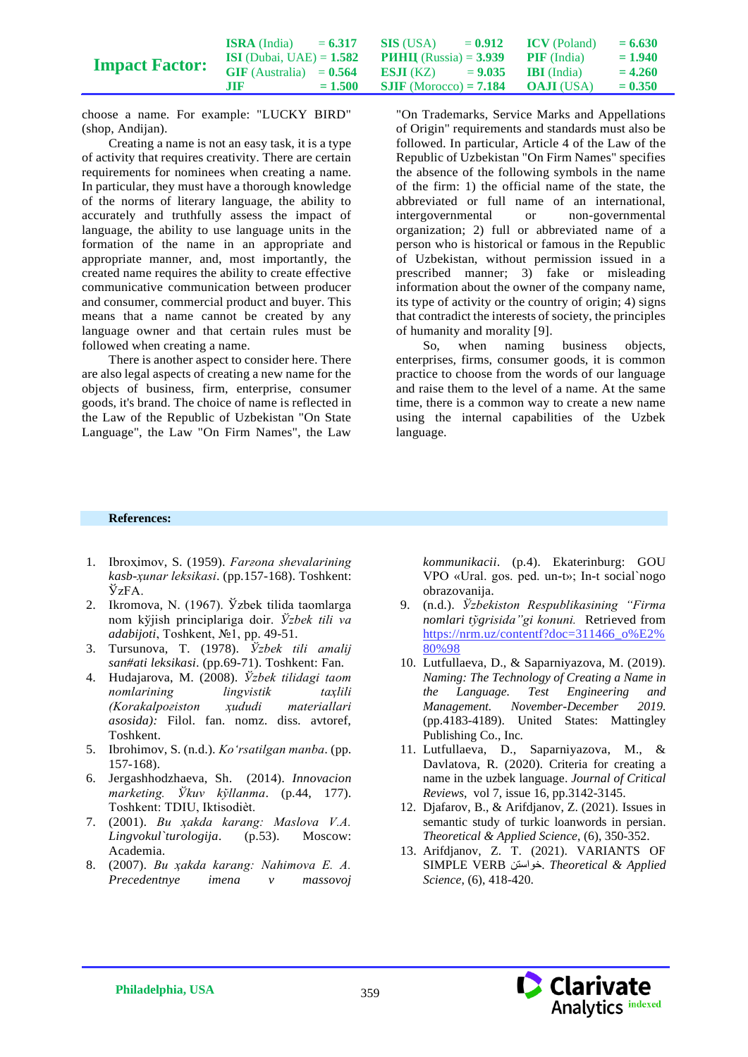choose a name. For example: "LUCKY BIRD" (shop, Andijan).

Creating a name is not an easy task, it is a type of activity that requires creativity. There are certain requirements for nominees when creating a name. In particular, they must have a thorough knowledge of the norms of literary language, the ability to accurately and truthfully assess the impact of language, the ability to use language units in the formation of the name in an appropriate and appropriate manner, and, most importantly, the created name requires the ability to create effective communicative communication between producer and consumer, commercial product and buyer. This means that a name cannot be created by any language owner and that certain rules must be followed when creating a name.

There is another aspect to consider here. There are also legal aspects of creating a new name for the objects of business, firm, enterprise, consumer goods, it's brand. The choice of name is reflected in the Law of the Republic of Uzbekistan "On State Language", the Law "On Firm Names", the Law "On Trademarks, Service Marks and Appellations of Origin" requirements and standards must also be followed. In particular, Article 4 of the Law of the Republic of Uzbekistan "On Firm Names" specifies the absence of the following symbols in the name of the firm: 1) the official name of the state, the abbreviated or full name of an international, intergovernmental or non-governmental organization; 2) full or abbreviated name of a person who is historical or famous in the Republic of Uzbekistan, without permission issued in a prescribed manner; 3) fake or misleading information about the owner of the company name, its type of activity or the country of origin; 4) signs that contradict the interests of society, the principles of humanity and morality [9].

So, when naming business objects, enterprises, firms, consumer goods, it is common practice to choose from the words of our language and raise them to the level of a name. At the same time, there is a common way to create a new name using the internal capabilities of the Uzbek language.

**References:**

1. Ibroҳimov, S. (1959). *Farғona shevalarining kasb-ҳunar leksikasi*. (pp.157-168). Toshkent: ŸzFA.
2. Ikromova, N. (1967). Ўzbek tilida taomlarga nom kўjish principlariga doir. *Ўzbek tili va adabijoti*, Toshkent, №1, pp. 49-51.
3. Tursunova, T. (1978). *Ўzbek tili amalij san#ati leksikasi*. (pp.69-71). Toshkent: Fan.
4. Hudajarova, M. (2008). *Ўzbek tilidagi taom nomlarining lingvistik taҳlili (Korakalpoғiston ҳududi materiallari asosida):* Filol. fan. nomz. diss. avtoref, Toshkent.
5. Ibrohimov, S. (n.d.). *Ko'rsatilgan manba*. (pp. 157-168).
6. Jergashhodzhaeva, Sh. (2014). *Innovacion marketing. Ўkuv kўllanma*. (p.44, 177). Toshkent: TDIU, Iktisodiėt.
7. (2001). *Bu ҳakda karang: Maslova V.A. Lingvokul`turologija*. (p.53). Moscow: Academia.
8. (2007). *Bu ҳakda karang: Nahimova E. A. Precedentnye imena v massovoj kommunikacii*. (p.4). Ekaterinburg: GOU VPO «Ural. gos. ped. un-t»; In-t social`nogo obrazovanija.
9. (n.d.). *Ўzbekiston Respublikasining "Firma nomlari tўgrisida"gi konuni.* Retrieved from https://nrm.uz/contentf?doc=311466_o%E2%80%98
10. Lutfullaeva, D., & Saparniyazova, M. (2019). *Naming: The Technology of Creating a Name in the Language. Test Engineering and Management. November-December 2019.* (pp.4183-4189). United States: Mattingley Publishing Co., Inc.
11. Lutfullaeva, D., Saparniyazova, M., & Davlatova, R. (2020). Criteria for creating a name in the uzbek language. *Journal of Critical Reviews*, vol 7, issue 16, pp.3142-3145.
12. Djafarov, B., & Arifdjanov, Z. (2021). Issues in semantic study of turkic loanwords in persian. *Theoretical & Applied Science*, (6), 350-352.
13. Arifdjanov, Z. T. (2021). VARIANTS OF SIMPLE VERB خواستن. *Theoretical & Applied Science*, (6), 418-420.